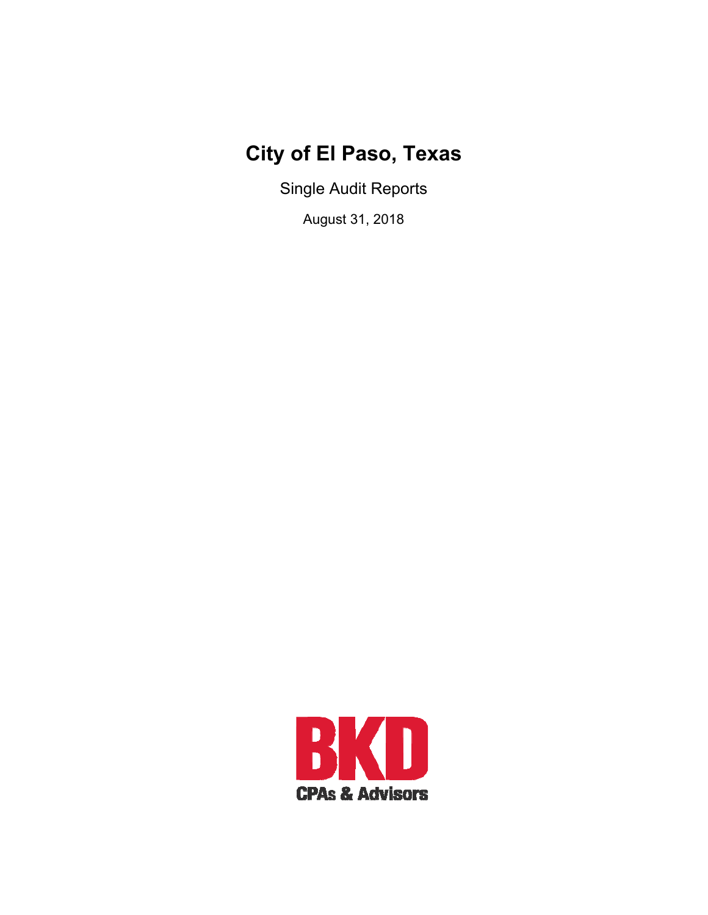# City of El Paso, Texas

Single Audit Reports

August 31, 2018

BKD

CPAs & Advisors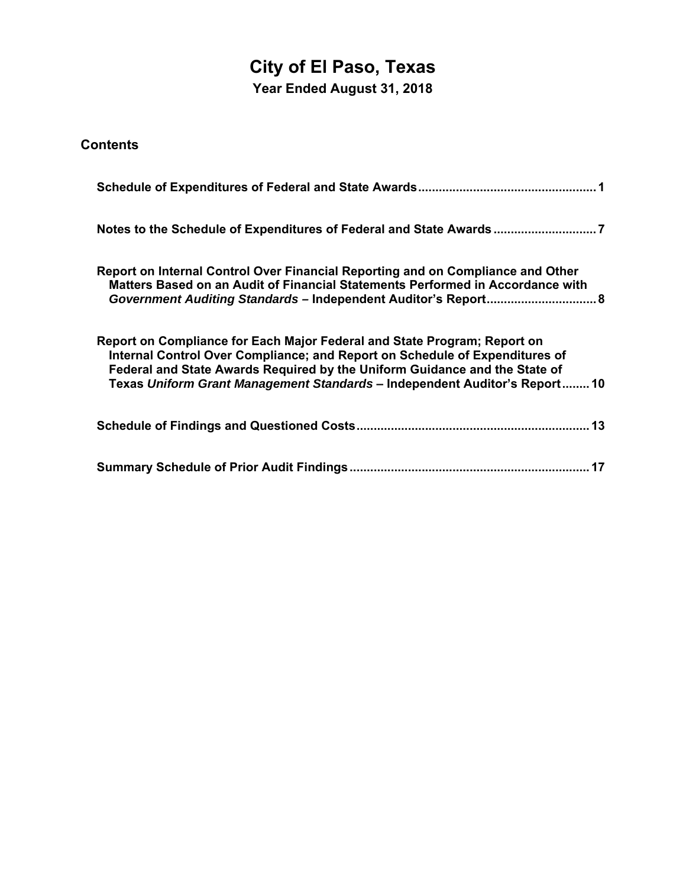# City of El Paso, Texas

## Year Ended August 31, 2018

### Contents

| | |
|---|---|
| **Schedule of Expenditures of Federal and State Awards** | **1** |
| **Notes to the Schedule of Expenditures of Federal and State Awards** | **7** |
| **Report on Internal Control Over Financial Reporting and on Compliance and Other Matters Based on an Audit of Financial Statements Performed in Accordance with *Government Auditing Standards* – Independent Auditor's Report** | **8** |
| **Report on Compliance for Each Major Federal and State Program; Report on Internal Control Over Compliance; and Report on Schedule of Expenditures of Federal and State Awards Required by the Uniform Guidance and the State of Texas *Uniform Grant Management Standards* – Independent Auditor's Report** | **10** |
| **Schedule of Findings and Questioned Costs** | **13** |
| **Summary Schedule of Prior Audit Findings** | **17** |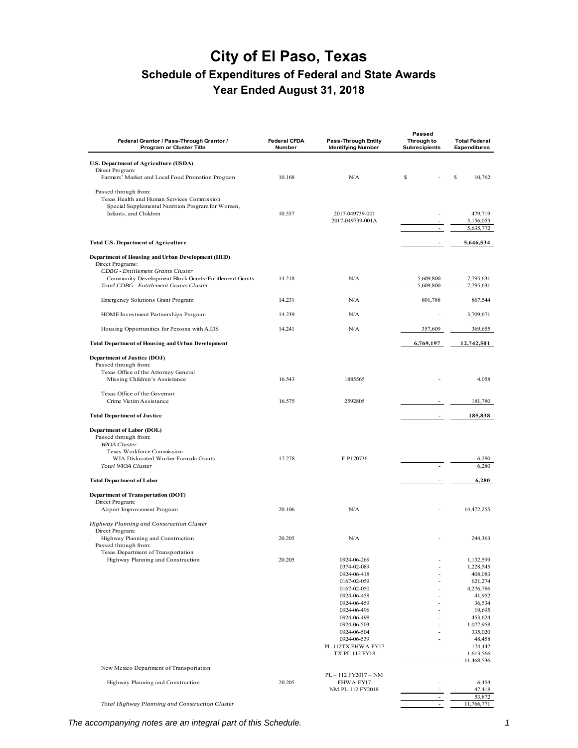# City of El Paso, Texas

## Schedule of Expenditures of Federal and State Awards

## Year Ended August 31, 2018

| Federal Grantor / Pass-Through Grantor / Program or Cluster Title | Federal CFDA Number | Pass-Through Entity Identifying Number | Passed Through to Subrecipients | Total Federal Expenditures |
|---|---|---|---|---|
| **U.S. Department of Agriculture (USDA)** | | | | |
| Direct Program: | | | | |
| Farmers' Market and Local Food Promotion Program | 10.168 | N/A | $ - | $ 10,762 |
| Passed through from: | | | | |
| Texas Health and Human Services Commission | | | | |
| Special Supplemental Nutrition Program for Women, Infants, and Children | 10.557 | 2017-049739-001 | - | 479,719 |
| | | 2017-049739-001A | - | 5,156,053 |
| | | | - | 5,635,772 |
| **Total U.S. Department of Agriculture** | | | **-** | **5,646,534** |
| **Department of Housing and Urban Development (HUD)** | | | | |
| Direct Programs: | | | | |
| *CDBG - Entitlement Grants Cluster* | | | | |
| Community Development Block Grants/Entitlement Grants | 14.218 | N/A | 5,609,800 | 7,795,631 |
| *Total CDBG - Entitlement Grants Cluster* | | | 5,609,800 | 7,795,631 |
| Emergency Solutions Grant Program | 14.231 | N/A | 801,788 | 867,544 |
| HOME Investment Partnerships Program | 14.239 | N/A | - | 3,709,671 |
| Housing Opportunities for Persons with AIDS | 14.241 | N/A | 357,609 | 369,655 |
| **Total Department of Housing and Urban Development** | | | **6,769,197** | **12,742,501** |
| **Department of Justice (DOJ)** | | | | |
| Passed through from: | | | | |
| Texas Office of the Attorney General | | | | |
| Missing Children's Assistance | 16.543 | 1885565 | - | 4,058 |
| Texas Office of the Governor | | | | |
| Crime Victim Assistance | 16.575 | 2592805 | - | 181,780 |
| **Total Department of Justice** | | | **-** | **185,838** |
| **Department of Labor (DOL)** | | | | |
| Passed through from: | | | | |
| *WIOA Cluster* | | | | |
| Texas Workforce Commission | | | | |
| WIA Dislocated Worker Formula Grants | 17.278 | F-P170736 | - | 6,280 |
| *Total WIOA Cluster* | | | - | 6,280 |
| **Total Department of Labor** | | | **-** | **6,280** |
| **Department of Transportation (DOT)** | | | | |
| Direct Program: | | | | |
| Airport Improvement Program | 20.106 | N/A | - | 14,472,255 |
| *Highway Planning and Construction Cluster* | | | | |
| Direct Program: | | | | |
| Highway Planning and Construction | 20.205 | N/A | - | 244,363 |
| Passed through from: | | | | |
| Texas Department of Transportation | | | | |
| Highway Planning and Construction | 20.205 | 0924-06-269 | - | 1,132,599 |
| | | 0374-02-089 | - | 1,228,545 |
| | | 0924-06-418 | - | 408,083 |
| | | 0167-02-059 | - | 621,274 |
| | | 0167-02-050 | - | 4,276,786 |
| | | 0924-06-458 | - | 41,952 |
| | | 0924-06-459 | - | 36,534 |
| | | 0924-06-496 | - | 19,695 |
| | | 0924-06-498 | - | 453,624 |
| | | 0924-06-503 | - | 1,077,958 |
| | | 0924-06-504 | - | 335,020 |
| | | 0924-06-539 | - | 48,458 |
| | | PL-112TX FHWA FY17 | - | 174,442 |
| | | TX PL-112 FY18 | - | 1,613,566 |
| | | | - | 11,468,536 |
| New Mexico Department of Transportation | | | | |
| Highway Planning and Construction | 20.205 | PL – 112 FY2017 – NM FHWA FY17 | - | 6,454 |
| | | NM PL-112 FY2018 | - | 47,418 |
| | | | - | 53,872 |
| *Total Highway Planning and Construction Cluster* | | | - | 11,766,771 |

*The accompanying notes are an integral part of this Schedule.*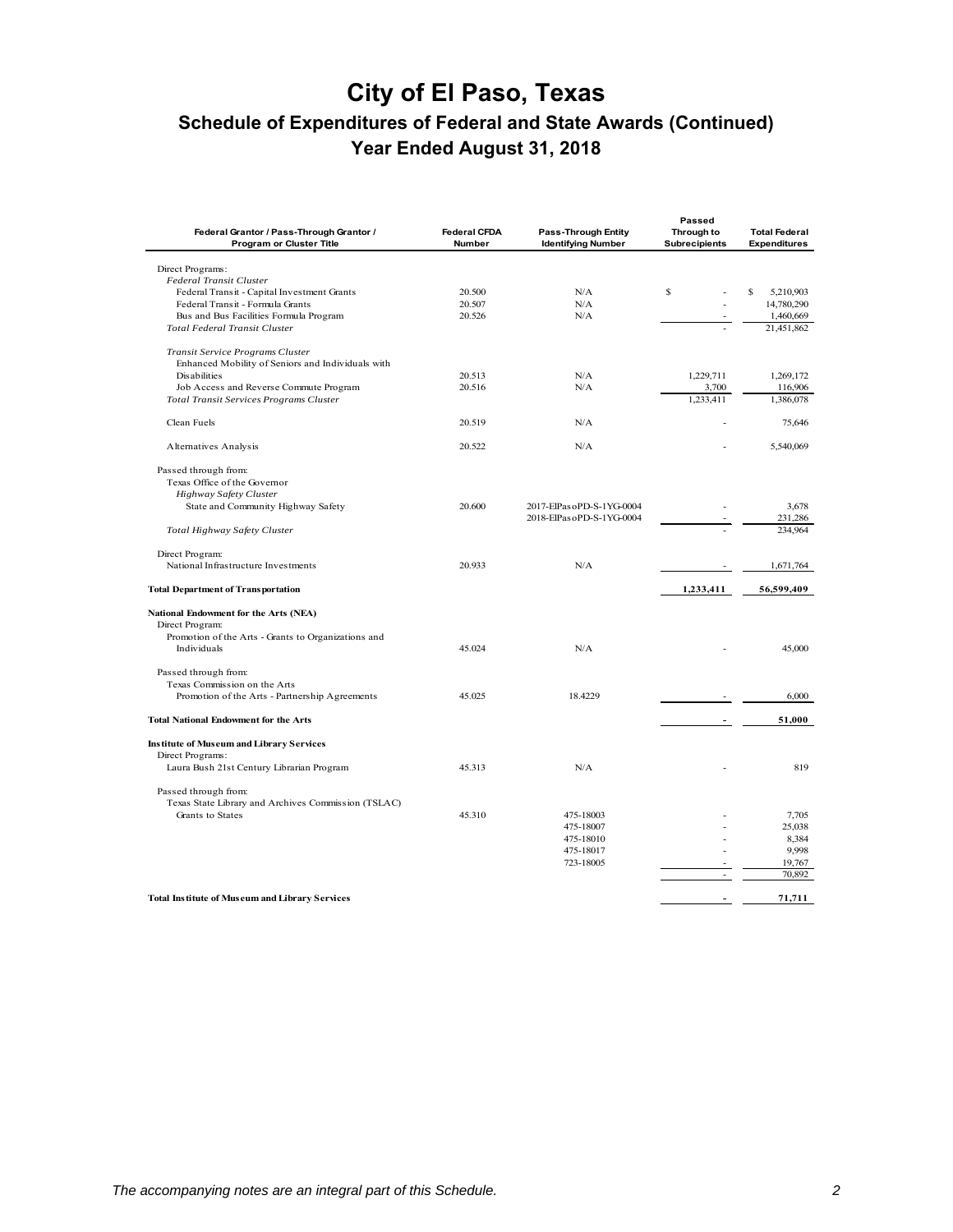# City of El Paso, Texas

## Schedule of Expenditures of Federal and State Awards (Continued)

### Year Ended August 31, 2018

| Federal Grantor / Pass-Through Grantor / Program or Cluster Title | Federal CFDA Number | Pass-Through Entity Identifying Number | Passed Through to Subrecipients | Total Federal Expenditures |
|---|---|---|---|---|
| Direct Programs: | | | | |
| *Federal Transit Cluster* | | | | |
| Federal Transit - Capital Investment Grants | 20.500 | N/A | $ - | $ 5,210,903 |
| Federal Transit - Formula Grants | 20.507 | N/A | - | 14,780,290 |
| Bus and Bus Facilities Formula Program | 20.526 | N/A | - | 1,460,669 |
| *Total Federal Transit Cluster* | | | - | 21,451,862 |
| *Transit Service Programs Cluster* | | | | |
| Enhanced Mobility of Seniors and Individuals with Disabilities | 20.513 | N/A | 1,229,711 | 1,269,172 |
| Job Access and Reverse Commute Program | 20.516 | N/A | 3,700 | 116,906 |
| *Total Transit Services Programs Cluster* | | | 1,233,411 | 1,386,078 |
| Clean Fuels | 20.519 | N/A | - | 75,646 |
| Alternatives Analysis | 20.522 | N/A | - | 5,540,069 |
| Passed through from: | | | | |
| Texas Office of the Governor | | | | |
| *Highway Safety Cluster* | | | | |
| State and Community Highway Safety | 20.600 | 2017-ElPasoPD-S-1YG-0004 | - | 3,678 |
| | | 2018-ElPasoPD-S-1YG-0004 | - | 231,286 |
| *Total Highway Safety Cluster* | | | - | 234,964 |
| Direct Program: | | | | |
| National Infrastructure Investments | 20.933 | N/A | - | 1,671,764 |
| **Total Department of Transportation** | | | **1,233,411** | **56,599,409** |
| **National Endowment for the Arts (NEA)** | | | | |
| Direct Program: | | | | |
| Promotion of the Arts - Grants to Organizations and Individuals | 45.024 | N/A | - | 45,000 |
| Passed through from: | | | | |
| Texas Commission on the Arts | | | | |
| Promotion of the Arts - Partnership Agreements | 45.025 | 18.4229 | - | 6,000 |
| **Total National Endowment for the Arts** | | | **-** | **51,000** |
| **Institute of Museum and Library Services** | | | | |
| Direct Programs: | | | | |
| Laura Bush 21st Century Librarian Program | 45.313 | N/A | - | 819 |
| Passed through from: | | | | |
| Texas State Library and Archives Commission (TSLAC) | | | | |
| Grants to States | 45.310 | 475-18003 | - | 7,705 |
| | | 475-18007 | - | 25,038 |
| | | 475-18010 | - | 8,384 |
| | | 475-18017 | - | 9,998 |
| | | 723-18005 | - | 19,767 |
| | | | - | 70,892 |
| **Total Institute of Museum and Library Services** | | | **-** | **71,711** |

*The accompanying notes are an integral part of this Schedule.*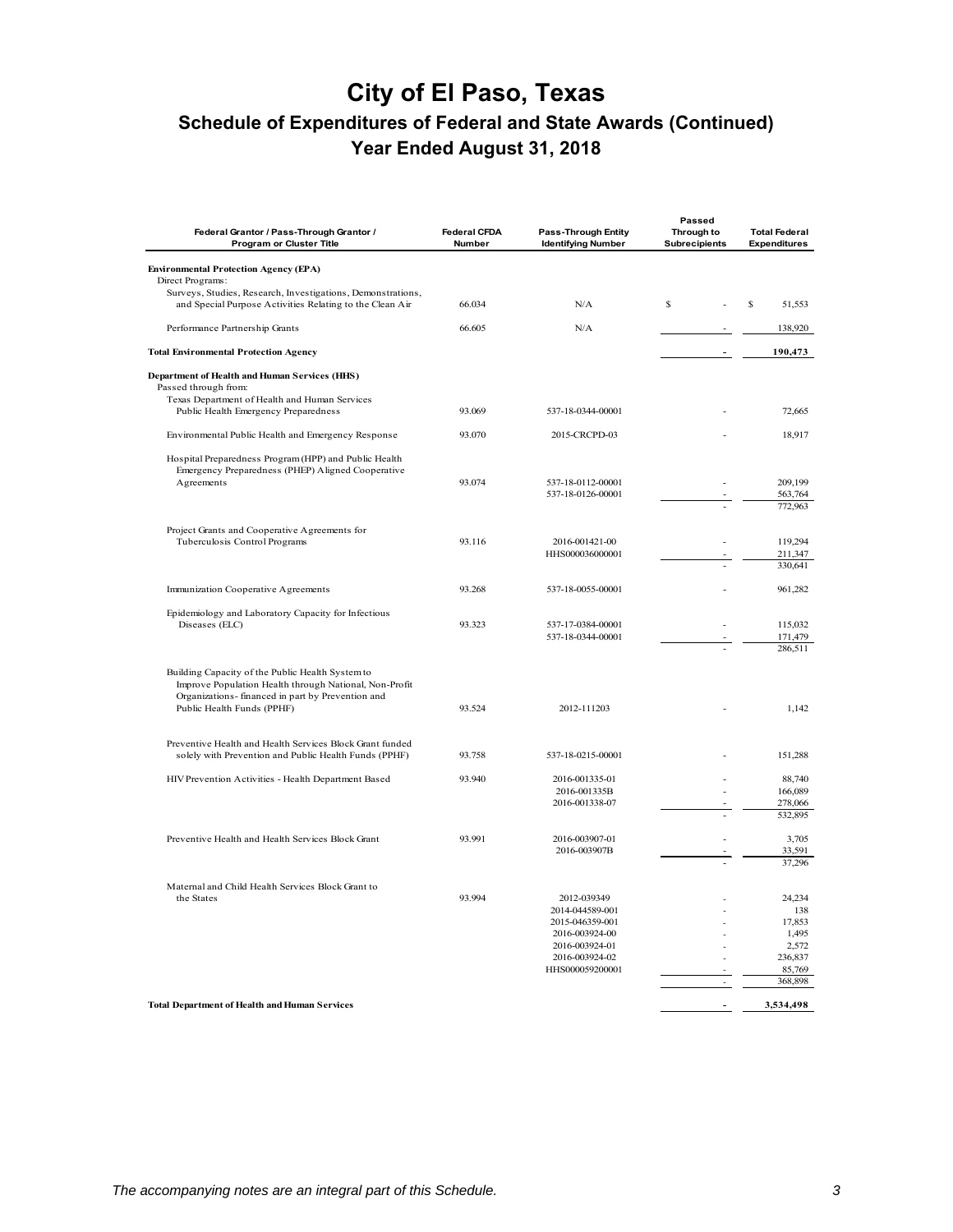# City of El Paso, Texas

## Schedule of Expenditures of Federal and State Awards (Continued)

### Year Ended August 31, 2018

| Federal Grantor / Pass-Through Grantor / Program or Cluster Title | Federal CFDA Number | Pass-Through Entity Identifying Number | Passed Through to Subrecipients | Total Federal Expenditures |
|---|---|---|---|---|
| **Environmental Protection Agency (EPA)** | | | | |
| Direct Programs: | | | | |
| Surveys, Studies, Research, Investigations, Demonstrations, and Special Purpose Activities Relating to the Clean Air | 66.034 | N/A | $ - | $ 51,553 |
| Performance Partnership Grants | 66.605 | N/A | - | 138,920 |
| **Total Environmental Protection Agency** | | | **-** | **190,473** |
| **Department of Health and Human Services (HHS)** | | | | |
| Passed through from: | | | | |
| Texas Department of Health and Human Services | | | | |
| Public Health Emergency Preparedness | 93.069 | 537-18-0344-00001 | - | 72,665 |
| Environmental Public Health and Emergency Response | 93.070 | 2015-CRCPD-03 | - | 18,917 |
| Hospital Preparedness Program (HPP) and Public Health Emergency Preparedness (PHEP) Aligned Cooperative Agreements | 93.074 | 537-18-0112-00001 | - | 209,199 |
| | | 537-18-0126-00001 | - | 563,764 |
| | | | - | 772,963 |
| Project Grants and Cooperative Agreements for Tuberculosis Control Programs | 93.116 | 2016-001421-00 | - | 119,294 |
| | | HHS000036000001 | - | 211,347 |
| | | | - | 330,641 |
| Immunization Cooperative Agreements | 93.268 | 537-18-0055-00001 | - | 961,282 |
| Epidemiology and Laboratory Capacity for Infectious Diseases (ELC) | 93.323 | 537-17-0384-00001 | - | 115,032 |
| | | 537-18-0344-00001 | - | 171,479 |
| | | | - | 286,511 |
| Building Capacity of the Public Health System to Improve Population Health through National, Non-Profit Organizations- financed in part by Prevention and Public Health Funds (PPHF) | 93.524 | 2012-111203 | - | 1,142 |
| Preventive Health and Health Services Block Grant funded solely with Prevention and Public Health Funds (PPHF) | 93.758 | 537-18-0215-00001 | - | 151,288 |
| HIV Prevention Activities - Health Department Based | 93.940 | 2016-001335-01 | - | 88,740 |
| | | 2016-001335B | - | 166,089 |
| | | 2016-001338-07 | - | 278,066 |
| | | | - | 532,895 |
| Preventive Health and Health Services Block Grant | 93.991 | 2016-003907-01 | - | 3,705 |
| | | 2016-003907B | - | 33,591 |
| | | | - | 37,296 |
| Maternal and Child Health Services Block Grant to the States | 93.994 | 2012-039349 | - | 24,234 |
| | | 2014-044589-001 | - | 138 |
| | | 2015-046359-001 | - | 17,853 |
| | | 2016-003924-00 | - | 1,495 |
| | | 2016-003924-01 | - | 2,572 |
| | | 2016-003924-02 | - | 236,837 |
| | | HHS000059200001 | - | 85,769 |
| | | | - | 368,898 |
| **Total Department of Health and Human Services** | | | **-** | **3,534,498** |

*The accompanying notes are an integral part of this Schedule.*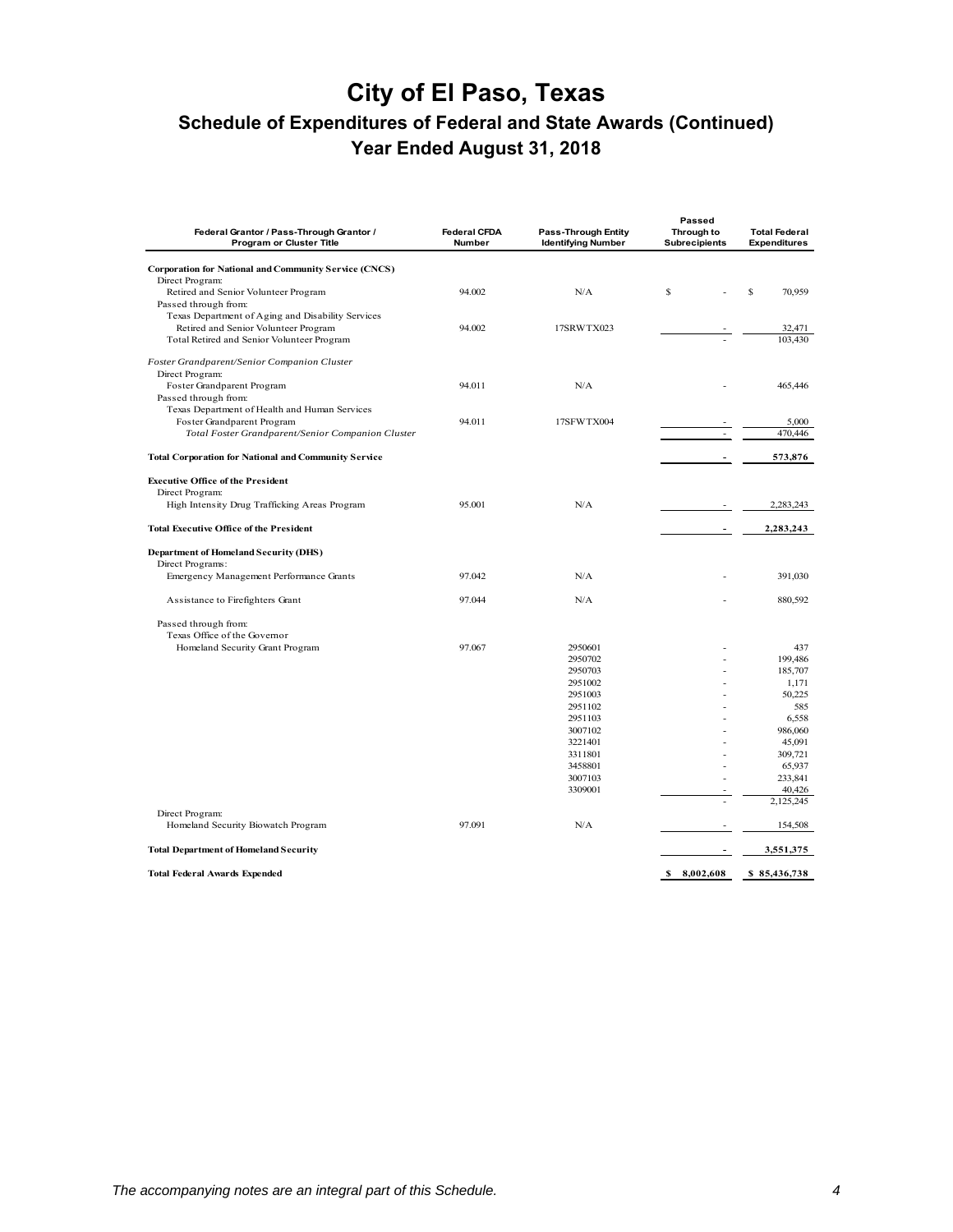# City of El Paso, Texas

## Schedule of Expenditures of Federal and State Awards (Continued)

## Year Ended August 31, 2018

| Federal Grantor / Pass-Through Grantor / Program or Cluster Title | Federal CFDA Number | Pass-Through Entity Identifying Number | Passed Through to Subrecipients | Total Federal Expenditures |
|---|---|---|---|---|
| **Corporation for National and Community Service (CNCS)** | | | | |
| Direct Program: | | | | |
| Retired and Senior Volunteer Program | 94.002 | N/A | $ - | $ 70,959 |
| Passed through from: | | | | |
| Texas Department of Aging and Disability Services | | | | |
| Retired and Senior Volunteer Program | 94.002 | 17SRWTX023 | - | 32,471 |
| Total Retired and Senior Volunteer Program | | | - | 103,430 |
| *Foster Grandparent/Senior Companion Cluster* | | | | |
| Direct Program: | | | | |
| Foster Grandparent Program | 94.011 | N/A | - | 465,446 |
| Passed through from: | | | | |
| Texas Department of Health and Human Services | | | | |
| Foster Grandparent Program | 94.011 | 17SFWTX004 | - | 5,000 |
| *Total Foster Grandparent/Senior Companion Cluster* | | | - | 470,446 |
| **Total Corporation for National and Community Service** | | | **-** | **573,876** |
| **Executive Office of the President** | | | | |
| Direct Program: | | | | |
| High Intensity Drug Trafficking Areas Program | 95.001 | N/A | - | 2,283,243 |
| **Total Executive Office of the President** | | | **-** | **2,283,243** |
| **Department of Homeland Security (DHS)** | | | | |
| Direct Programs: | | | | |
| Emergency Management Performance Grants | 97.042 | N/A | - | 391,030 |
| Assistance to Firefighters Grant | 97.044 | N/A | - | 880,592 |
| Passed through from: | | | | |
| Texas Office of the Governor | | | | |
| Homeland Security Grant Program | 97.067 | 2950601 | - | 437 |
| | | 2950702 | - | 199,486 |
| | | 2950703 | - | 185,707 |
| | | 2951002 | - | 1,171 |
| | | 2951003 | - | 50,225 |
| | | 2951102 | - | 585 |
| | | 2951103 | - | 6,558 |
| | | 3007102 | - | 986,060 |
| | | 3221401 | - | 45,091 |
| | | 3311801 | - | 309,721 |
| | | 3458801 | - | 65,937 |
| | | 3007103 | - | 233,841 |
| | | 3309001 | - | 40,426 |
| | | | - | 2,125,245 |
| Direct Program: | | | | |
| Homeland Security Biowatch Program | 97.091 | N/A | - | 154,508 |
| **Total Department of Homeland Security** | | | **-** | **3,551,375** |
| **Total Federal Awards Expended** | | | **$ 8,002,608** | **$ 85,436,738** |

*The accompanying notes are an integral part of this Schedule.*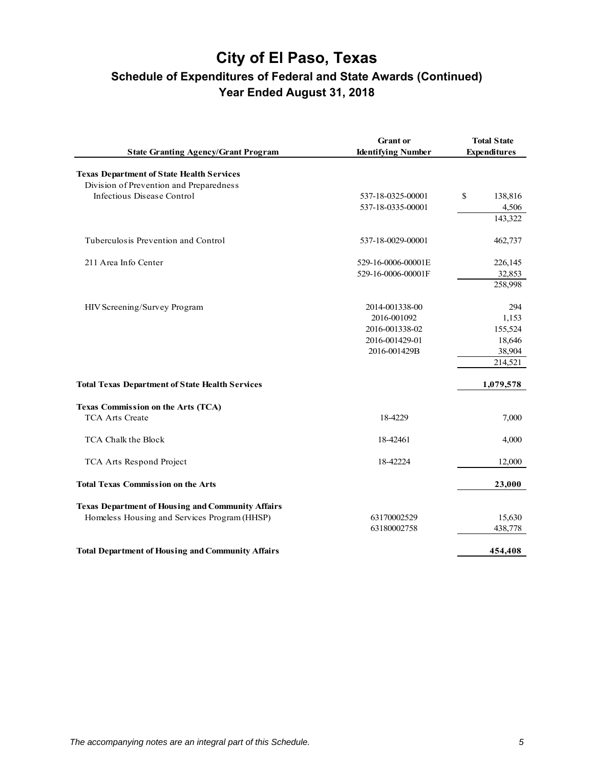# City of El Paso, Texas

## Schedule of Expenditures of Federal and State Awards (Continued)

### Year Ended August 31, 2018

| State Granting Agency/Grant Program | Grant or Identifying Number | Total State Expenditures |
|---|---|---|
| **Texas Department of State Health Services** | | |
| Division of Prevention and Preparedness | | |
| Infectious Disease Control | 537-18-0325-00001 | $ 138,816 |
| | 537-18-0335-00001 | 4,506 |
| | | 143,322 |
| Tuberculosis Prevention and Control | 537-18-0029-00001 | 462,737 |
| 211 Area Info Center | 529-16-0006-00001E | 226,145 |
| | 529-16-0006-00001F | 32,853 |
| | | 258,998 |
| HIV Screening/Survey Program | 2014-001338-00 | 294 |
| | 2016-001092 | 1,153 |
| | 2016-001338-02 | 155,524 |
| | 2016-001429-01 | 18,646 |
| | 2016-001429B | 38,904 |
| | | 214,521 |
| **Total Texas Department of State Health Services** | | **1,079,578** |
| **Texas Commission on the Arts (TCA)** | | |
| TCA Arts Create | 18-4229 | 7,000 |
| TCA Chalk the Block | 18-42461 | 4,000 |
| TCA Arts Respond Project | 18-42224 | 12,000 |
| **Total Texas Commission on the Arts** | | **23,000** |
| **Texas Department of Housing and Community Affairs** | | |
| Homeless Housing and Services Program (HHSP) | 63170002529 | 15,630 |
| | 63180002758 | 438,778 |
| **Total Department of Housing and Community Affairs** | | **454,408** |

*The accompanying notes are an integral part of this Schedule.*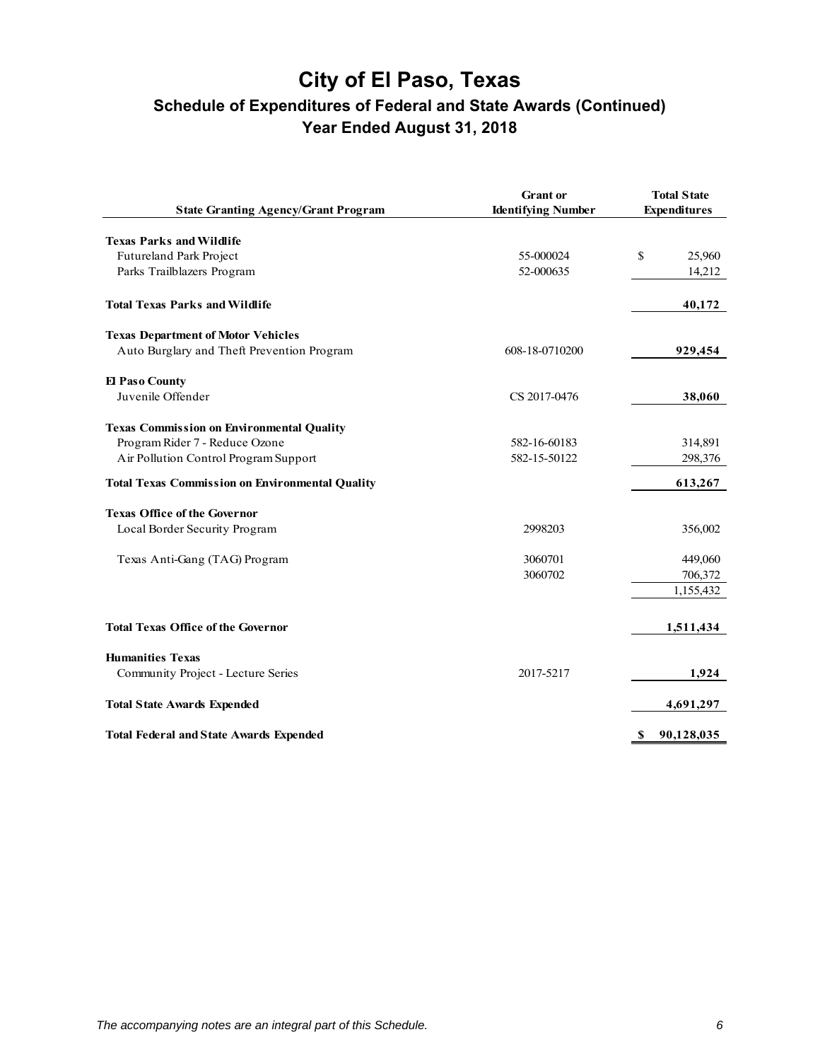# City of El Paso, Texas

## Schedule of Expenditures of Federal and State Awards (Continued)

### Year Ended August 31, 2018

| State Granting Agency/Grant Program | Grant or Identifying Number | Total State Expenditures |
|---|---|---|
| **Texas Parks and Wildlife** | | |
| Futureland Park Project | 55-000024 | $ 25,960 |
| Parks Trailblazers Program | 52-000635 | 14,212 |
| **Total Texas Parks and Wildlife** | | **40,172** |
| **Texas Department of Motor Vehicles** | | |
| Auto Burglary and Theft Prevention Program | 608-18-0710200 | **929,454** |
| **El Paso County** | | |
| Juvenile Offender | CS 2017-0476 | **38,060** |
| **Texas Commission on Environmental Quality** | | |
| Program Rider 7 - Reduce Ozone | 582-16-60183 | 314,891 |
| Air Pollution Control Program Support | 582-15-50122 | 298,376 |
| **Total Texas Commission on Environmental Quality** | | **613,267** |
| **Texas Office of the Governor** | | |
| Local Border Security Program | 2998203 | 356,002 |
| Texas Anti-Gang (TAG) Program | 3060701 | 449,060 |
| | 3060702 | 706,372 |
| | | 1,155,432 |
| **Total Texas Office of the Governor** | | **1,511,434** |
| **Humanities Texas** | | |
| Community Project - Lecture Series | 2017-5217 | **1,924** |
| **Total State Awards Expended** | | **4,691,297** |
| **Total Federal and State Awards Expended** | | **$ 90,128,035** |

*The accompanying notes are an integral part of this Schedule.*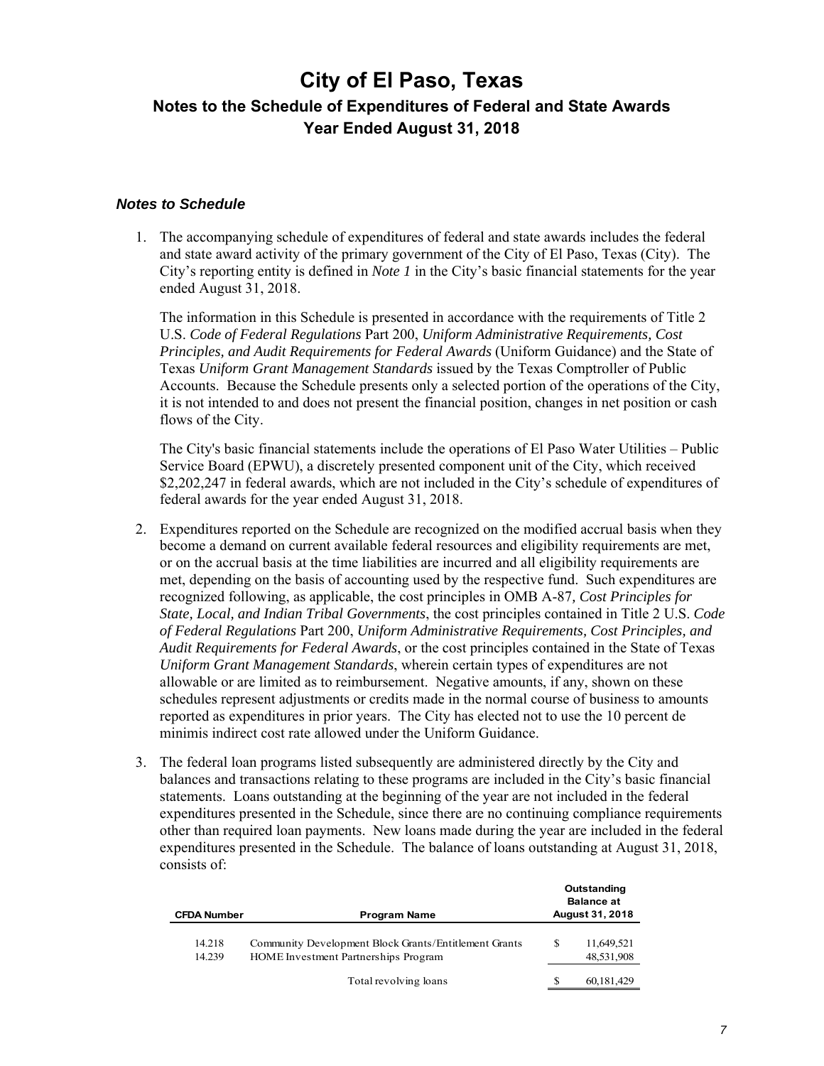# City of El Paso, Texas

## Notes to the Schedule of Expenditures of Federal and State Awards

## Year Ended August 31, 2018

### *Notes to Schedule*

1. The accompanying schedule of expenditures of federal and state awards includes the federal and state award activity of the primary government of the City of El Paso, Texas (City). The City's reporting entity is defined in *Note 1* in the City's basic financial statements for the year ended August 31, 2018.

   The information in this Schedule is presented in accordance with the requirements of Title 2 U.S. *Code of Federal Regulations* Part 200, *Uniform Administrative Requirements, Cost Principles, and Audit Requirements for Federal Awards* (Uniform Guidance) and the State of Texas *Uniform Grant Management Standards* issued by the Texas Comptroller of Public Accounts. Because the Schedule presents only a selected portion of the operations of the City, it is not intended to and does not present the financial position, changes in net position or cash flows of the City.

   The City's basic financial statements include the operations of El Paso Water Utilities – Public Service Board (EPWU), a discretely presented component unit of the City, which received $2,202,247 in federal awards, which are not included in the City's schedule of expenditures of federal awards for the year ended August 31, 2018.

2. Expenditures reported on the Schedule are recognized on the modified accrual basis when they become a demand on current available federal resources and eligibility requirements are met, or on the accrual basis at the time liabilities are incurred and all eligibility requirements are met, depending on the basis of accounting used by the respective fund. Such expenditures are recognized following, as applicable, the cost principles in OMB A-87*, Cost Principles for State, Local, and Indian Tribal Governments*, the cost principles contained in Title 2 U.S. *Code of Federal Regulations* Part 200, *Uniform Administrative Requirements, Cost Principles, and Audit Requirements for Federal Awards*, or the cost principles contained in the State of Texas *Uniform Grant Management Standards*, wherein certain types of expenditures are not allowable or are limited as to reimbursement. Negative amounts, if any, shown on these schedules represent adjustments or credits made in the normal course of business to amounts reported as expenditures in prior years. The City has elected not to use the 10 percent de minimis indirect cost rate allowed under the Uniform Guidance.

3. The federal loan programs listed subsequently are administered directly by the City and balances and transactions relating to these programs are included in the City's basic financial statements. Loans outstanding at the beginning of the year are not included in the federal expenditures presented in the Schedule, since there are no continuing compliance requirements other than required loan payments. New loans made during the year are included in the federal expenditures presented in the Schedule. The balance of loans outstanding at August 31, 2018, consists of:

| CFDA Number | Program Name | Outstanding Balance at August 31, 2018 |
|---|---|---|
| 14.218 | Community Development Block Grants/Entitlement Grants | $ 11,649,521 |
| 14.239 | HOME Investment Partnerships Program | 48,531,908 |
| | Total revolving loans | $ 60,181,429 |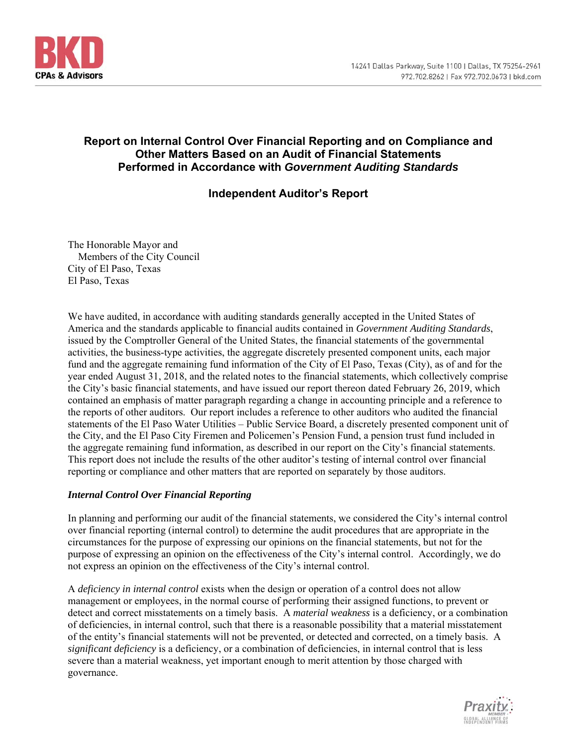# Report on Internal Control Over Financial Reporting and on Compliance and Other Matters Based on an Audit of Financial Statements Performed in Accordance with *Government Auditing Standards*

## Independent Auditor's Report

The Honorable Mayor and
Members of the City Council
City of El Paso, Texas
El Paso, Texas

We have audited, in accordance with auditing standards generally accepted in the United States of America and the standards applicable to financial audits contained in *Government Auditing Standards*, issued by the Comptroller General of the United States, the financial statements of the governmental activities, the business-type activities, the aggregate discretely presented component units, each major fund and the aggregate remaining fund information of the City of El Paso, Texas (City), as of and for the year ended August 31, 2018, and the related notes to the financial statements, which collectively comprise the City's basic financial statements, and have issued our report thereon dated February 26, 2019, which contained an emphasis of matter paragraph regarding a change in accounting principle and a reference to the reports of other auditors. Our report includes a reference to other auditors who audited the financial statements of the El Paso Water Utilities – Public Service Board, a discretely presented component unit of the City, and the El Paso City Firemen and Policemen's Pension Fund, a pension trust fund included in the aggregate remaining fund information, as described in our report on the City's financial statements. This report does not include the results of the other auditor's testing of internal control over financial reporting or compliance and other matters that are reported on separately by those auditors.

### *Internal Control Over Financial Reporting*

In planning and performing our audit of the financial statements, we considered the City's internal control over financial reporting (internal control) to determine the audit procedures that are appropriate in the circumstances for the purpose of expressing our opinions on the financial statements, but not for the purpose of expressing an opinion on the effectiveness of the City's internal control. Accordingly, we do not express an opinion on the effectiveness of the City's internal control.

A *deficiency in internal control* exists when the design or operation of a control does not allow management or employees, in the normal course of performing their assigned functions, to prevent or detect and correct misstatements on a timely basis. A *material weakness* is a deficiency, or a combination of deficiencies, in internal control, such that there is a reasonable possibility that a material misstatement of the entity's financial statements will not be prevented, or detected and corrected, on a timely basis. A *significant deficiency* is a deficiency, or a combination of deficiencies, in internal control that is less severe than a material weakness, yet important enough to merit attention by those charged with governance.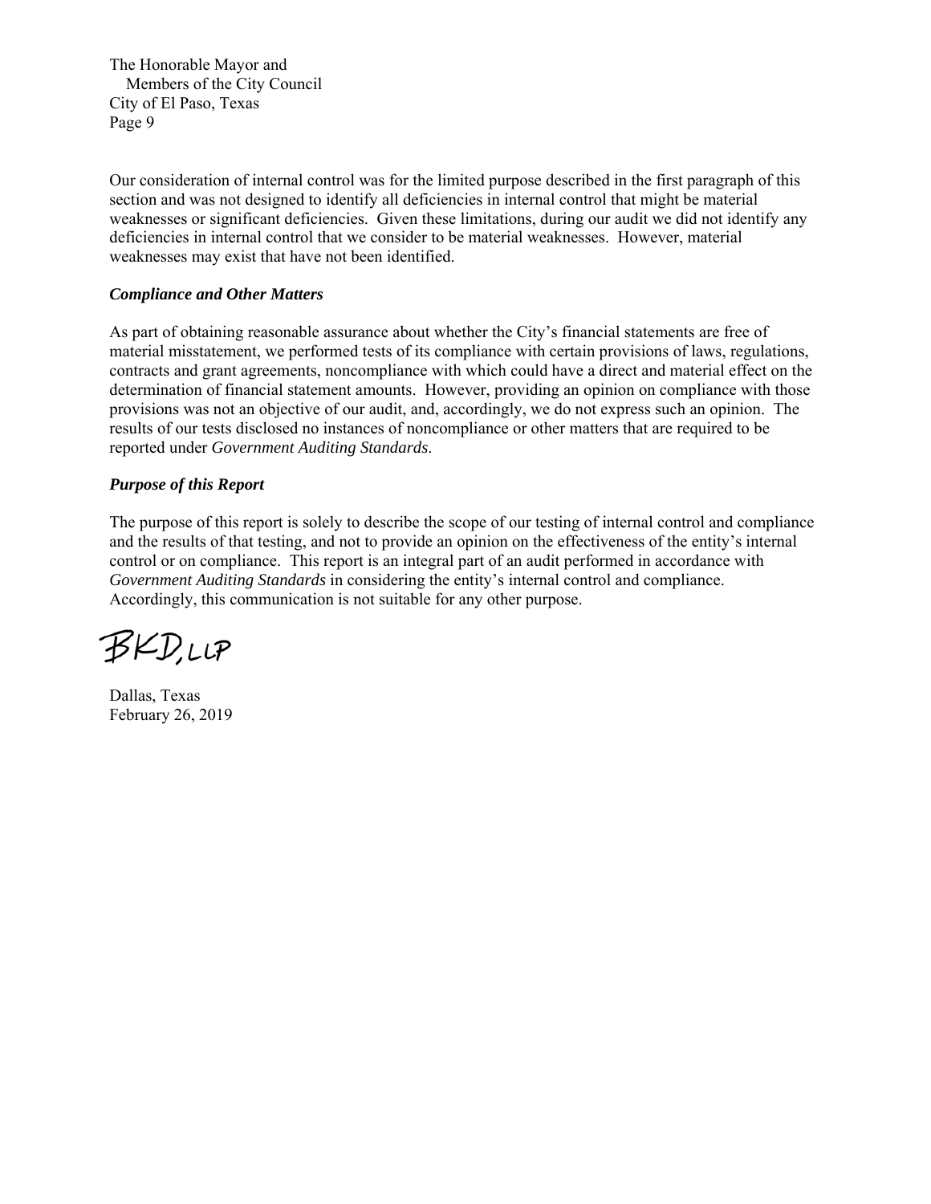The Honorable Mayor and
Members of the City Council
City of El Paso, Texas

Our consideration of internal control was for the limited purpose described in the first paragraph of this section and was not designed to identify all deficiencies in internal control that might be material weaknesses or significant deficiencies. Given these limitations, during our audit we did not identify any deficiencies in internal control that we consider to be material weaknesses. However, material weaknesses may exist that have not been identified.

***Compliance and Other Matters***

As part of obtaining reasonable assurance about whether the City's financial statements are free of material misstatement, we performed tests of its compliance with certain provisions of laws, regulations, contracts and grant agreements, noncompliance with which could have a direct and material effect on the determination of financial statement amounts. However, providing an opinion on compliance with those provisions was not an objective of our audit, and, accordingly, we do not express such an opinion. The results of our tests disclosed no instances of noncompliance or other matters that are required to be reported under *Government Auditing Standards*.

***Purpose of this Report***

The purpose of this report is solely to describe the scope of our testing of internal control and compliance and the results of that testing, and not to provide an opinion on the effectiveness of the entity's internal control or on compliance. This report is an integral part of an audit performed in accordance with *Government Auditing Standards* in considering the entity's internal control and compliance. Accordingly, this communication is not suitable for any other purpose.

BKD, LLP

Dallas, Texas
February 26, 2019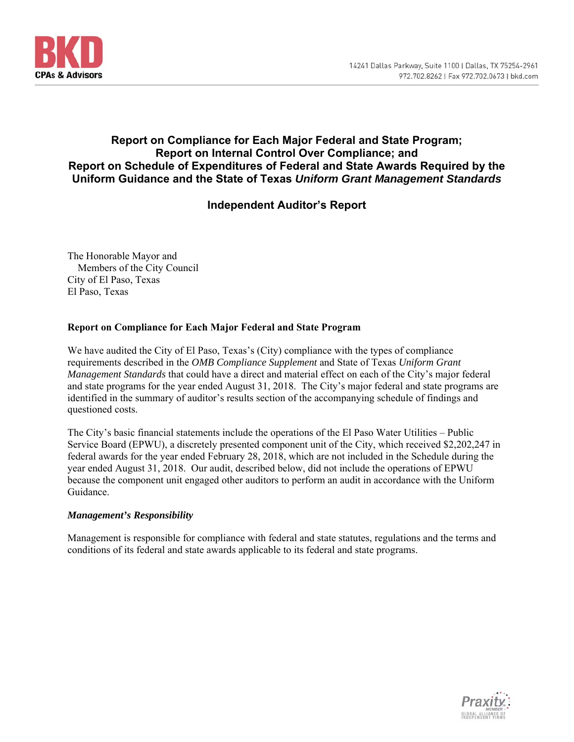# Report on Compliance for Each Major Federal and State Program; Report on Internal Control Over Compliance; and Report on Schedule of Expenditures of Federal and State Awards Required by the Uniform Guidance and the State of Texas *Uniform Grant Management Standards*

## Independent Auditor's Report

The Honorable Mayor and
Members of the City Council
City of El Paso, Texas
El Paso, Texas

**Report on Compliance for Each Major Federal and State Program**

We have audited the City of El Paso, Texas's (City) compliance with the types of compliance requirements described in the *OMB Compliance Supplement* and State of Texas *Uniform Grant Management Standards* that could have a direct and material effect on each of the City's major federal and state programs for the year ended August 31, 2018. The City's major federal and state programs are identified in the summary of auditor's results section of the accompanying schedule of findings and questioned costs.

The City's basic financial statements include the operations of the El Paso Water Utilities – Public Service Board (EPWU), a discretely presented component unit of the City, which received $2,202,247 in federal awards for the year ended February 28, 2018, which are not included in the Schedule during the year ended August 31, 2018. Our audit, described below, did not include the operations of EPWU because the component unit engaged other auditors to perform an audit in accordance with the Uniform Guidance.

***Management's Responsibility***

Management is responsible for compliance with federal and state statutes, regulations and the terms and conditions of its federal and state awards applicable to its federal and state programs.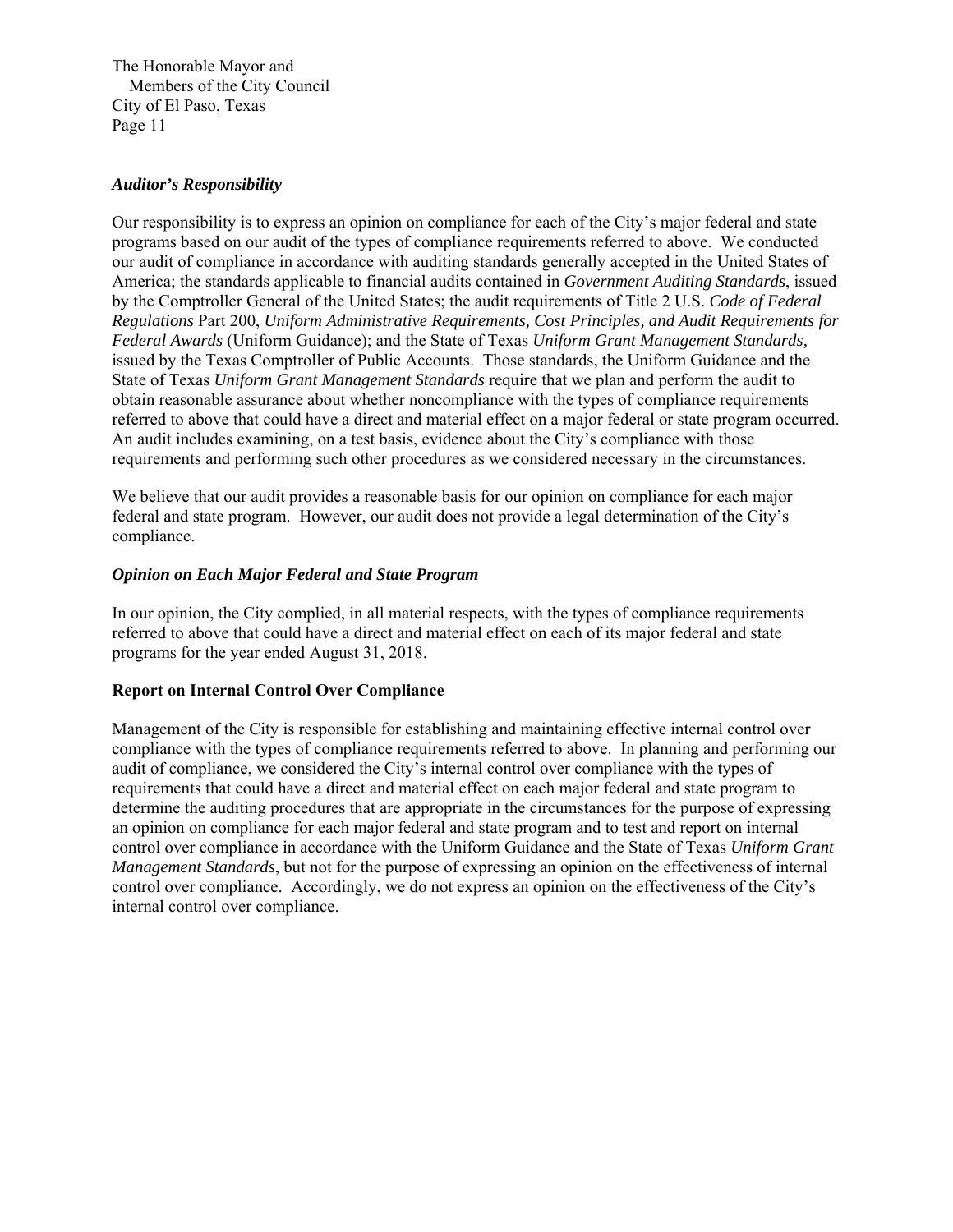### *Auditor's Responsibility*

Our responsibility is to express an opinion on compliance for each of the City's major federal and state programs based on our audit of the types of compliance requirements referred to above. We conducted our audit of compliance in accordance with auditing standards generally accepted in the United States of America; the standards applicable to financial audits contained in *Government Auditing Standards*, issued by the Comptroller General of the United States; the audit requirements of Title 2 U.S. *Code of Federal Regulations* Part 200, *Uniform Administrative Requirements, Cost Principles, and Audit Requirements for Federal Awards* (Uniform Guidance); and the State of Texas *Uniform Grant Management Standards,* issued by the Texas Comptroller of Public Accounts. Those standards, the Uniform Guidance and the State of Texas *Uniform Grant Management Standards* require that we plan and perform the audit to obtain reasonable assurance about whether noncompliance with the types of compliance requirements referred to above that could have a direct and material effect on a major federal or state program occurred. An audit includes examining, on a test basis, evidence about the City's compliance with those requirements and performing such other procedures as we considered necessary in the circumstances.

We believe that our audit provides a reasonable basis for our opinion on compliance for each major federal and state program. However, our audit does not provide a legal determination of the City's compliance.

### *Opinion on Each Major Federal and State Program*

In our opinion, the City complied, in all material respects, with the types of compliance requirements referred to above that could have a direct and material effect on each of its major federal and state programs for the year ended August 31, 2018.

## Report on Internal Control Over Compliance

Management of the City is responsible for establishing and maintaining effective internal control over compliance with the types of compliance requirements referred to above. In planning and performing our audit of compliance, we considered the City's internal control over compliance with the types of requirements that could have a direct and material effect on each major federal and state program to determine the auditing procedures that are appropriate in the circumstances for the purpose of expressing an opinion on compliance for each major federal and state program and to test and report on internal control over compliance in accordance with the Uniform Guidance and the State of Texas *Uniform Grant Management Standards*, but not for the purpose of expressing an opinion on the effectiveness of internal control over compliance. Accordingly, we do not express an opinion on the effectiveness of the City's internal control over compliance.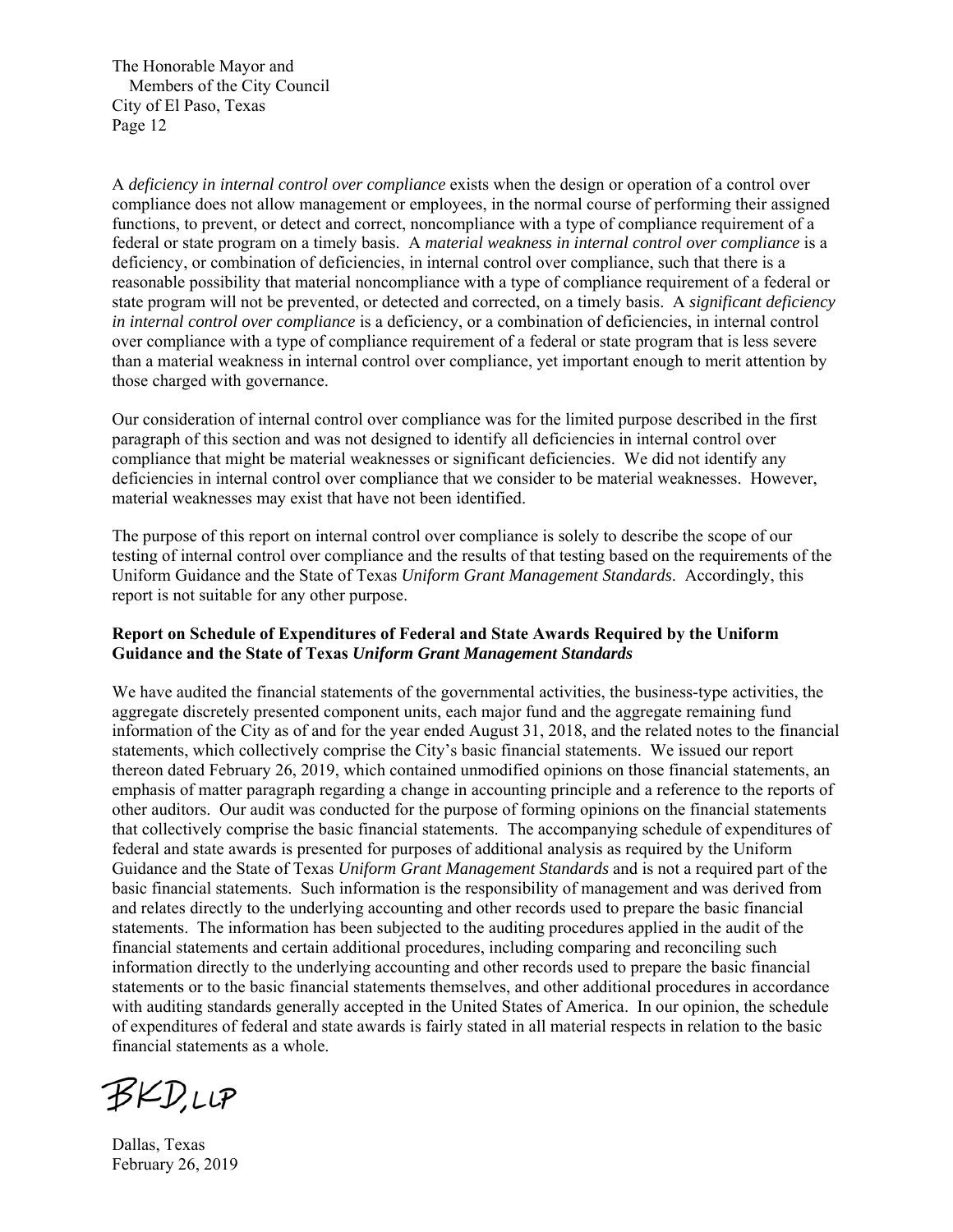The Honorable Mayor and
Members of the City Council
City of El Paso, Texas

A *deficiency in internal control over compliance* exists when the design or operation of a control over compliance does not allow management or employees, in the normal course of performing their assigned functions, to prevent, or detect and correct, noncompliance with a type of compliance requirement of a federal or state program on a timely basis. A *material weakness in internal control over compliance* is a deficiency, or combination of deficiencies, in internal control over compliance, such that there is a reasonable possibility that material noncompliance with a type of compliance requirement of a federal or state program will not be prevented, or detected and corrected, on a timely basis. A *significant deficiency in internal control over compliance* is a deficiency, or a combination of deficiencies, in internal control over compliance with a type of compliance requirement of a federal or state program that is less severe than a material weakness in internal control over compliance, yet important enough to merit attention by those charged with governance.

Our consideration of internal control over compliance was for the limited purpose described in the first paragraph of this section and was not designed to identify all deficiencies in internal control over compliance that might be material weaknesses or significant deficiencies. We did not identify any deficiencies in internal control over compliance that we consider to be material weaknesses. However, material weaknesses may exist that have not been identified.

The purpose of this report on internal control over compliance is solely to describe the scope of our testing of internal control over compliance and the results of that testing based on the requirements of the Uniform Guidance and the State of Texas *Uniform Grant Management Standards*. Accordingly, this report is not suitable for any other purpose.

**Report on Schedule of Expenditures of Federal and State Awards Required by the Uniform Guidance and the State of Texas *Uniform Grant Management Standards***

We have audited the financial statements of the governmental activities, the business-type activities, the aggregate discretely presented component units, each major fund and the aggregate remaining fund information of the City as of and for the year ended August 31, 2018, and the related notes to the financial statements, which collectively comprise the City's basic financial statements. We issued our report thereon dated February 26, 2019, which contained unmodified opinions on those financial statements, an emphasis of matter paragraph regarding a change in accounting principle and a reference to the reports of other auditors. Our audit was conducted for the purpose of forming opinions on the financial statements that collectively comprise the basic financial statements. The accompanying schedule of expenditures of federal and state awards is presented for purposes of additional analysis as required by the Uniform Guidance and the State of Texas *Uniform Grant Management Standards* and is not a required part of the basic financial statements. Such information is the responsibility of management and was derived from and relates directly to the underlying accounting and other records used to prepare the basic financial statements. The information has been subjected to the auditing procedures applied in the audit of the financial statements and certain additional procedures, including comparing and reconciling such information directly to the underlying accounting and other records used to prepare the basic financial statements or to the basic financial statements themselves, and other additional procedures in accordance with auditing standards generally accepted in the United States of America. In our opinion, the schedule of expenditures of federal and state awards is fairly stated in all material respects in relation to the basic financial statements as a whole.

BKD, LLP

Dallas, Texas
February 26, 2019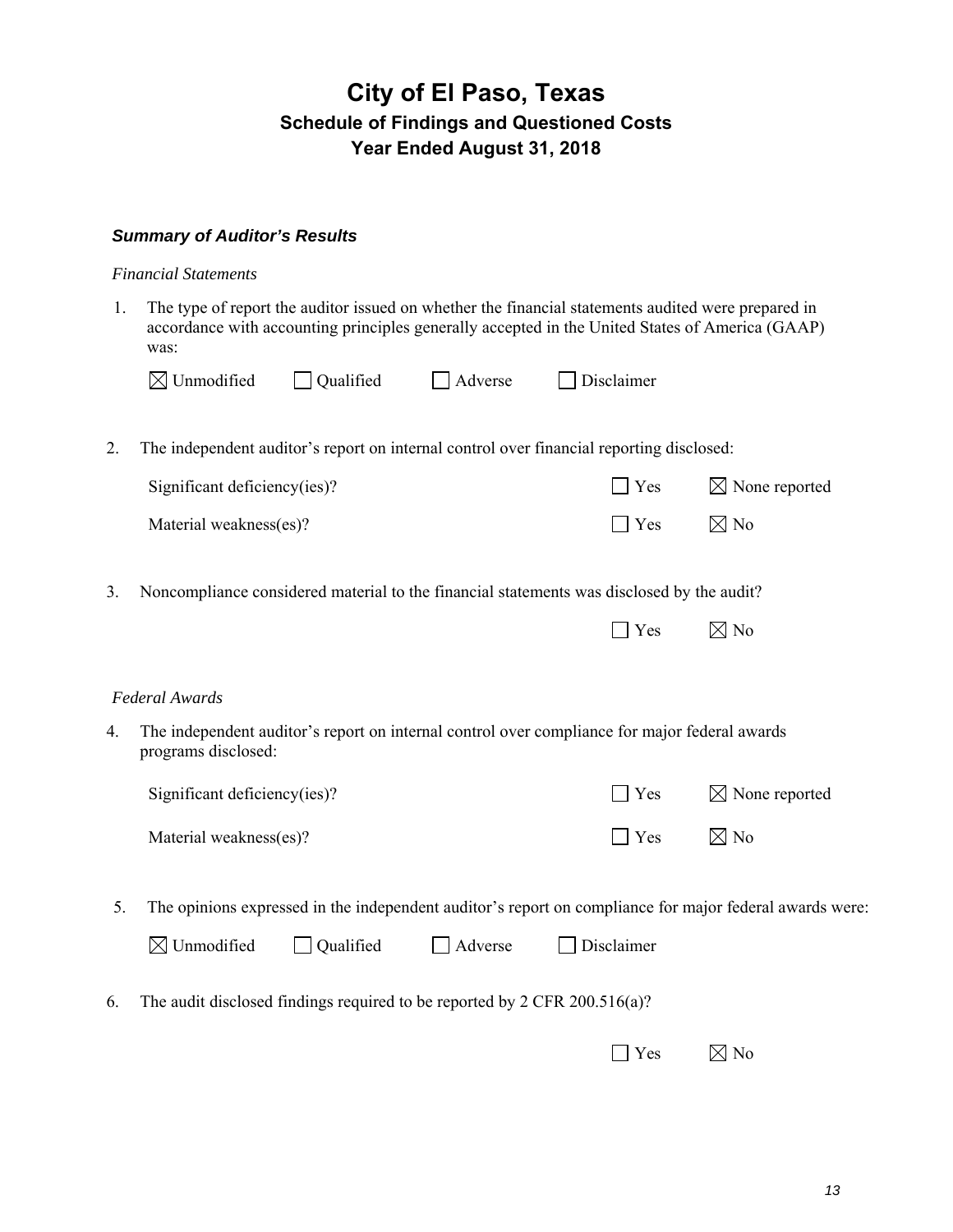# City of El Paso, Texas

## Schedule of Findings and Questioned Costs

## Year Ended August 31, 2018

### *Summary of Auditor's Results*

*Financial Statements*

1. The type of report the auditor issued on whether the financial statements audited were prepared in accordance with accounting principles generally accepted in the United States of America (GAAP) was:

   ☒ Unmodified ☐ Qualified ☐ Adverse ☐ Disclaimer

2. The independent auditor's report on internal control over financial reporting disclosed:

   | | | |
   |---|---|---|
   | Significant deficiency(ies)? | ☐ Yes | ☒ None reported |
   | Material weakness(es)? | ☐ Yes | ☒ No |

3. Noncompliance considered material to the financial statements was disclosed by the audit?

   ☐ Yes ☒ No

*Federal Awards*

4. The independent auditor's report on internal control over compliance for major federal awards programs disclosed:

   | | | |
   |---|---|---|
   | Significant deficiency(ies)? | ☐ Yes | ☒ None reported |
   | Material weakness(es)? | ☐ Yes | ☒ No |

5. The opinions expressed in the independent auditor's report on compliance for major federal awards were:

   ☒ Unmodified ☐ Qualified ☐ Adverse ☐ Disclaimer

6. The audit disclosed findings required to be reported by 2 CFR 200.516(a)?

   ☐ Yes ☒ No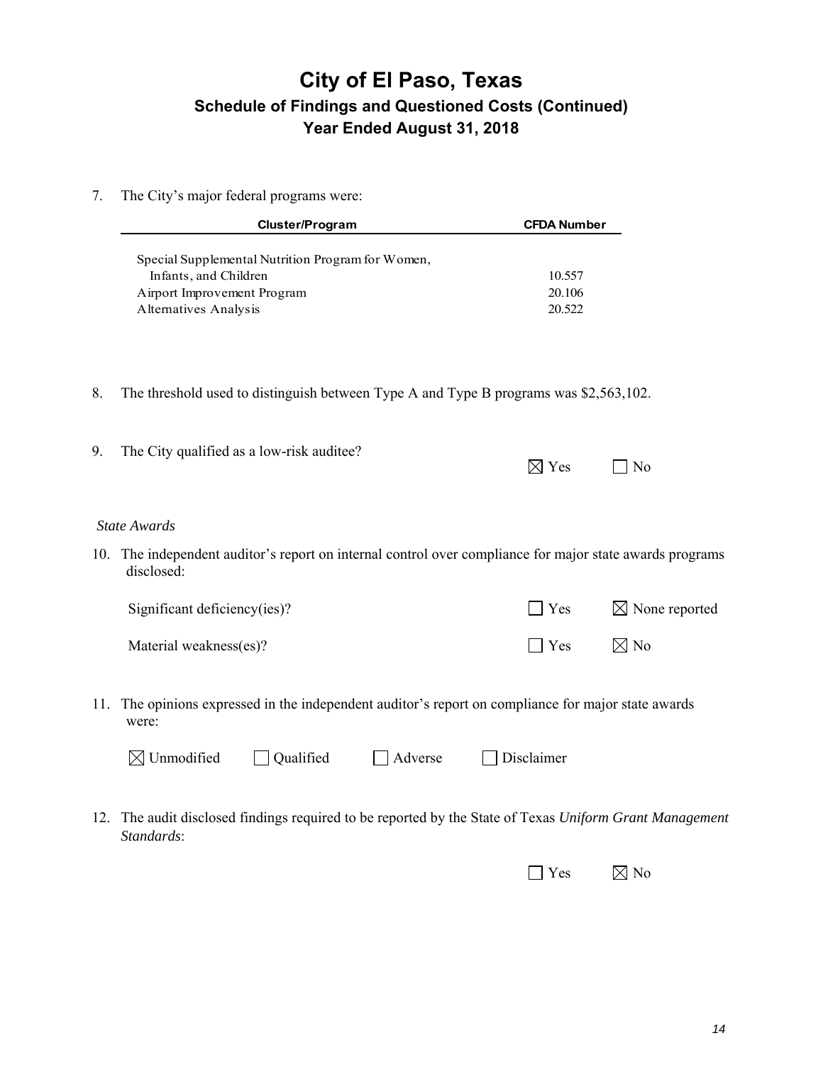# City of El Paso, Texas

## Schedule of Findings and Questioned Costs (Continued)

## Year Ended August 31, 2018

7. The City's major federal programs were:

| Cluster/Program | CFDA Number |
|---|---|
| Special Supplemental Nutrition Program for Women, Infants, and Children | 10.557 |
| Airport Improvement Program | 20.106 |
| Alternatives Analysis | 20.522 |

8. The threshold used to distinguish between Type A and Type B programs was $2,563,102.

9. The City qualified as a low-risk auditee?

   ☒ Yes ☐ No

*State Awards*

10. The independent auditor's report on internal control over compliance for major state awards programs disclosed:

    Significant deficiency(ies)? ☐ Yes ☒ None reported

    Material weakness(es)? ☐ Yes ☒ No

11. The opinions expressed in the independent auditor's report on compliance for major state awards were:

    ☒ Unmodified ☐ Qualified ☐ Adverse ☐ Disclaimer

12. The audit disclosed findings required to be reported by the State of Texas *Uniform Grant Management Standards*:

    ☐ Yes ☒ No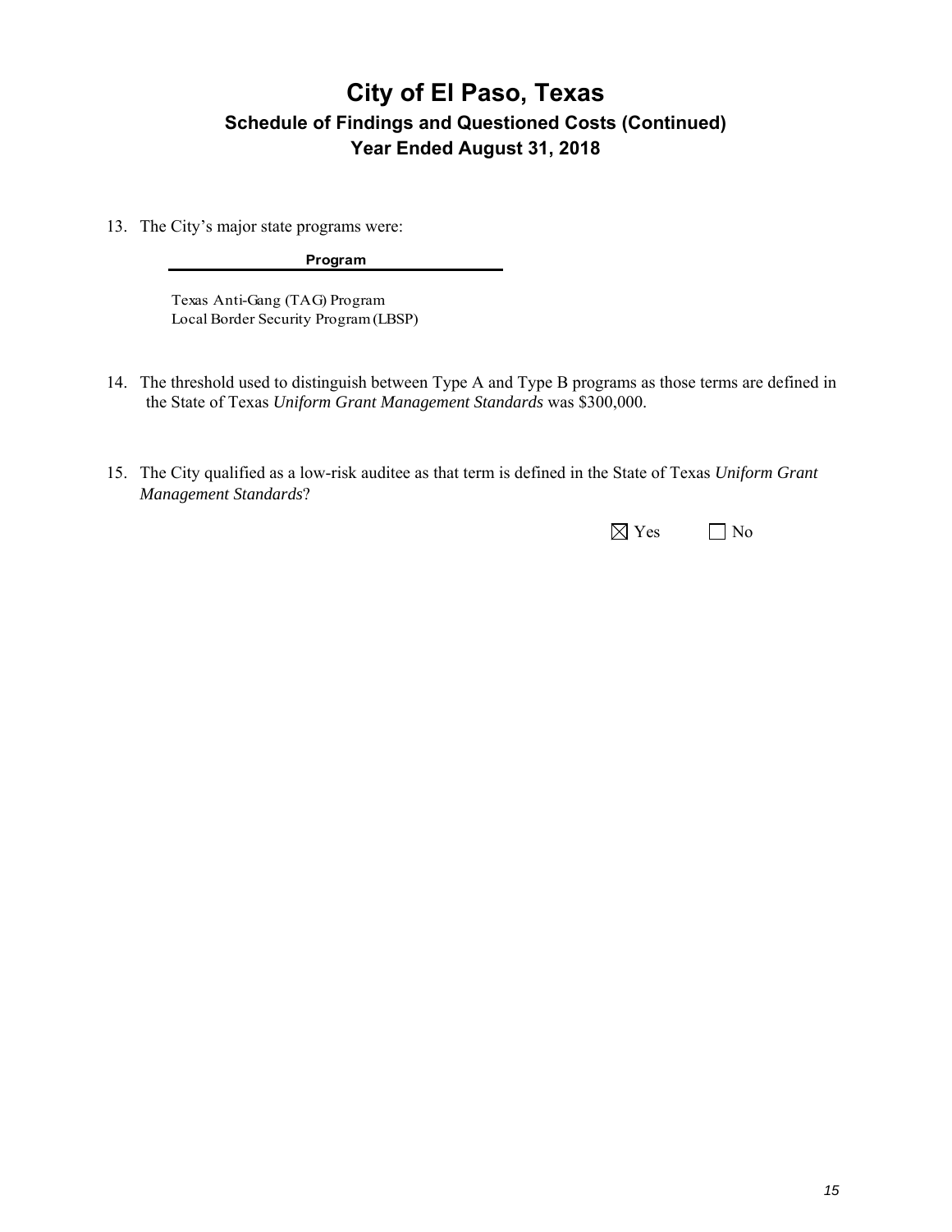# City of El Paso, Texas

## Schedule of Findings and Questioned Costs (Continued)

## Year Ended August 31, 2018

13. The City's major state programs were:

| Program |
|---|
| Texas Anti-Gang (TAG) Program |
| Local Border Security Program (LBSP) |

14. The threshold used to distinguish between Type A and Type B programs as those terms are defined in the State of Texas *Uniform Grant Management Standards* was $300,000.

15. The City qualified as a low-risk auditee as that term is defined in the State of Texas *Uniform Grant Management Standards*?

☒ Yes ☐ No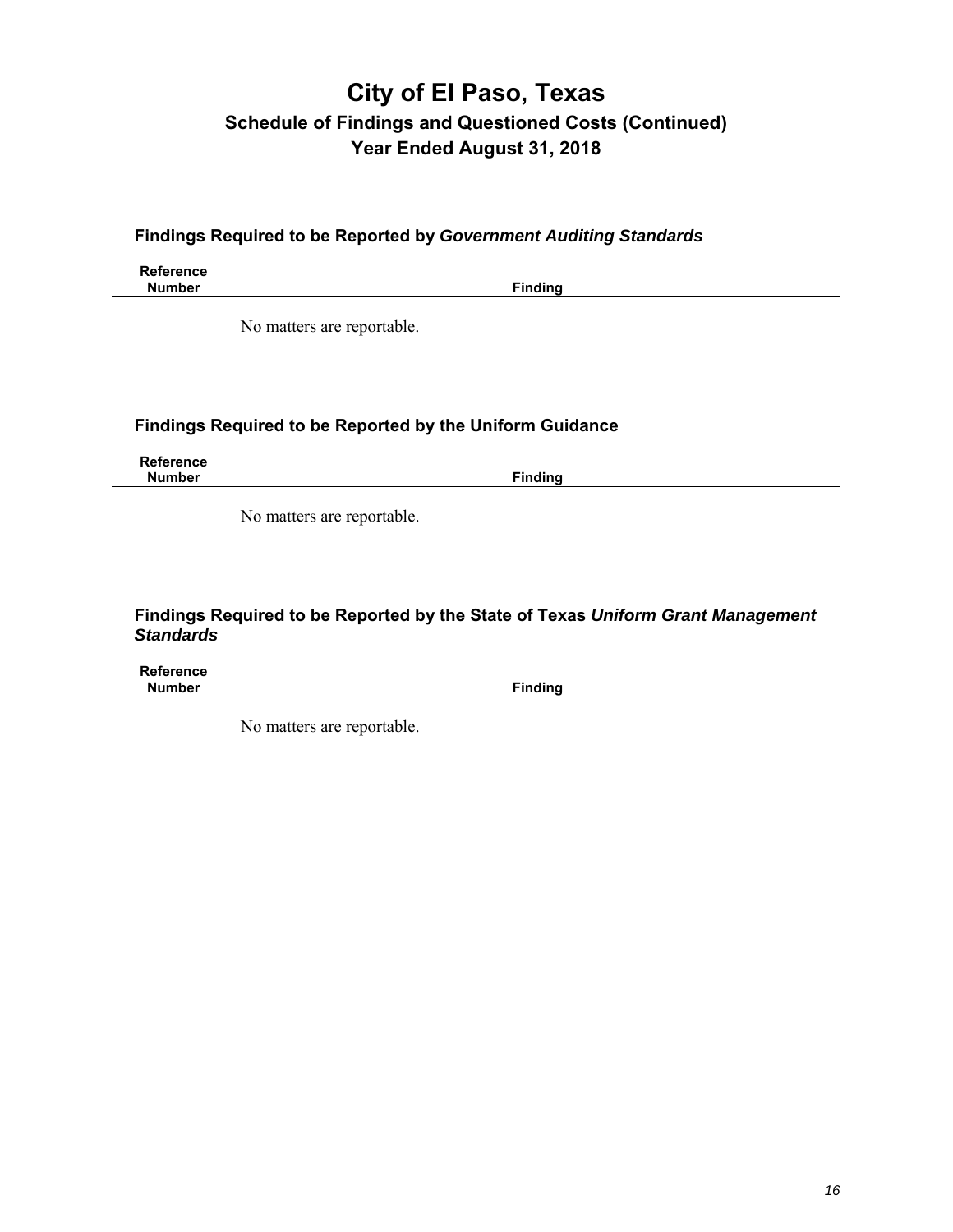# City of El Paso, Texas

## Schedule of Findings and Questioned Costs (Continued)

## Year Ended August 31, 2018

### Findings Required to be Reported by *Government Auditing Standards*

| Reference Number | Finding |
|---|---|
| | No matters are reportable. |

### Findings Required to be Reported by the Uniform Guidance

| Reference Number | Finding |
|---|---|
| | No matters are reportable. |

### Findings Required to be Reported by the State of Texas *Uniform Grant Management Standards*

| Reference Number | Finding |
|---|---|
| | No matters are reportable. |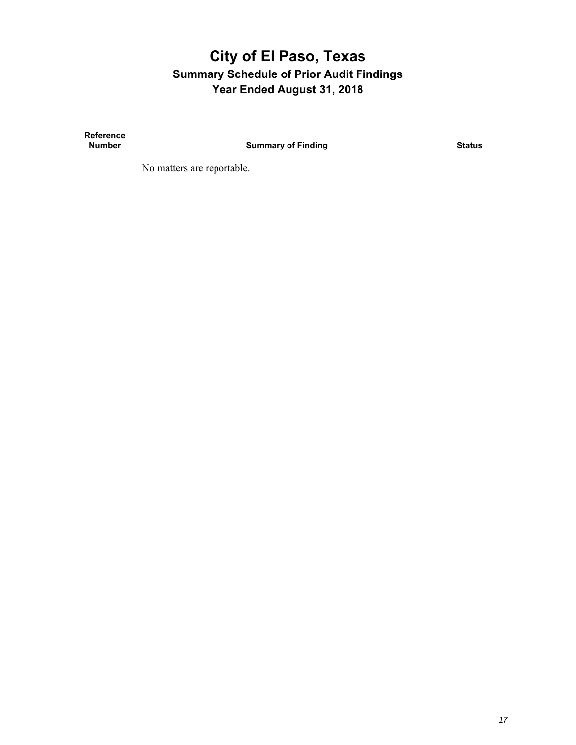# City of El Paso, Texas

## Summary Schedule of Prior Audit Findings

## Year Ended August 31, 2018

| Reference Number | Summary of Finding | Status |
|---|---|---|

No matters are reportable.